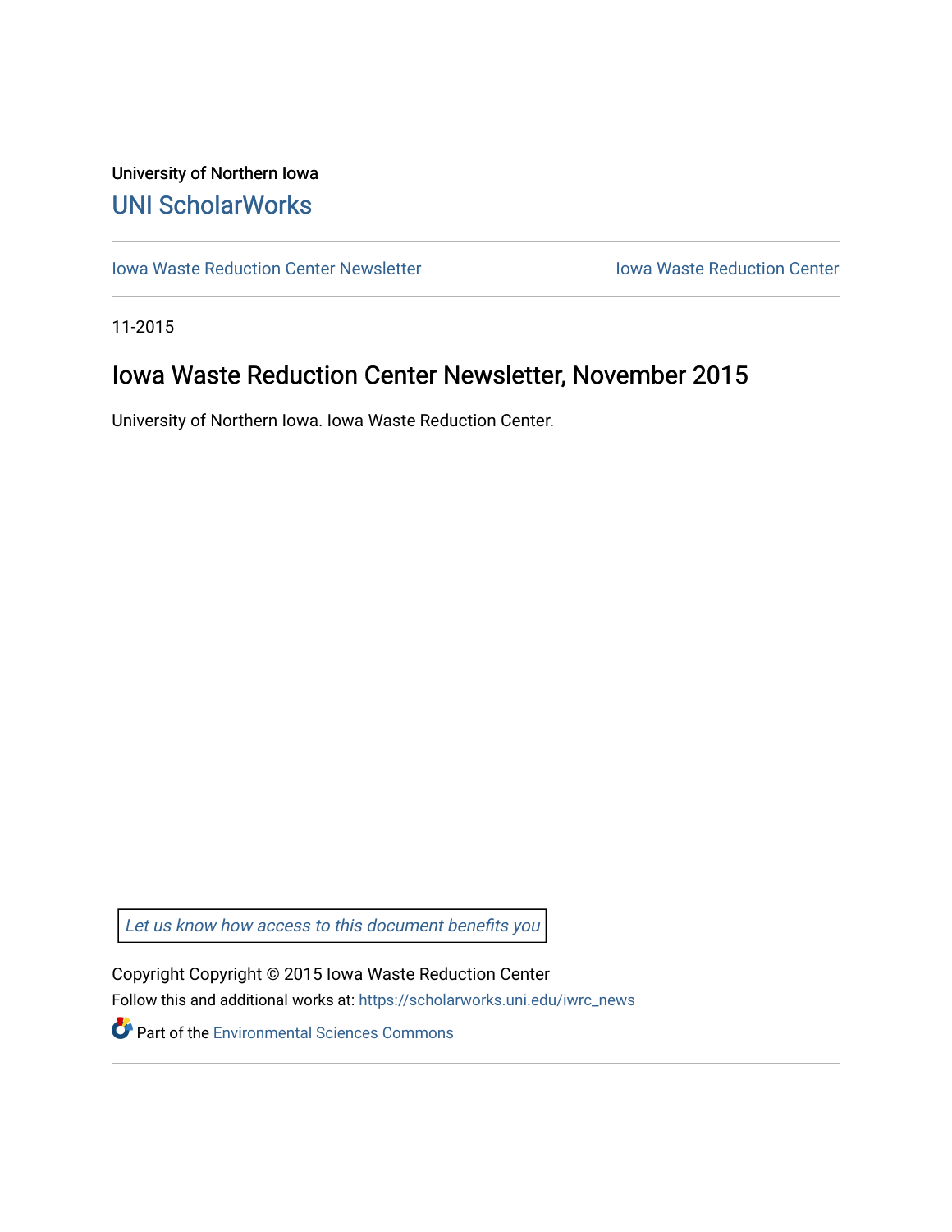University of Northern Iowa

# UNI ScholarWorks

Iowa Waste Reduction Center Newsletter | Iowa Waste Reduction Center

11-2015

## Iowa Waste Reduction Center Newsletter, November 2015

University of Northern Iowa. Iowa Waste Reduction Center.

*Let us know how access to this document benefits you*

Copyright Copyright © 2015 Iowa Waste Reduction Center

Follow this and additional works at: https://scholarworks.uni.edu/iwrc_news

Part of the Environmental Sciences Commons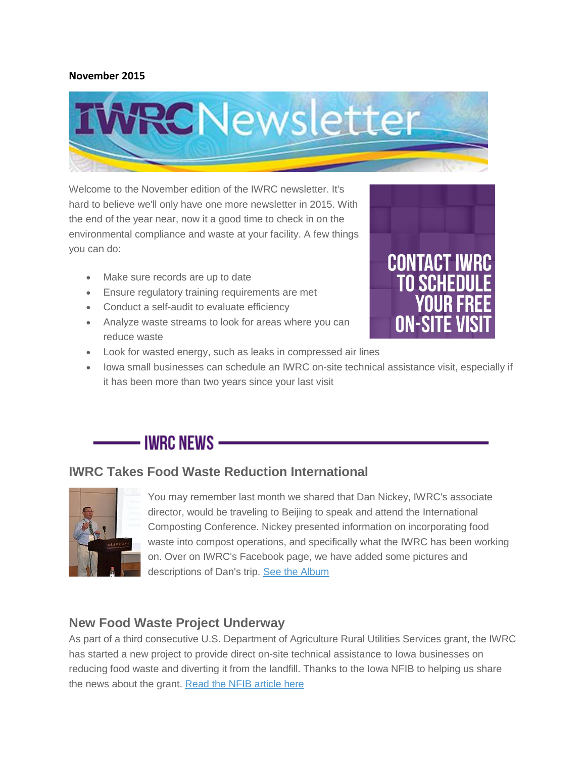**November 2015**

# IWRC Newsletter

Welcome to the November edition of the IWRC newsletter. It's hard to believe we'll only have one more newsletter in 2015. With the end of the year near, now it a good time to check in on the environmental compliance and waste at your facility. A few things you can do:

- Make sure records are up to date
- Ensure regulatory training requirements are met
- Conduct a self-audit to evaluate efficiency
- Analyze waste streams to look for areas where you can reduce waste
- Look for wasted energy, such as leaks in compressed air lines
- Iowa small businesses can schedule an IWRC on-site technical assistance visit, especially if it has been more than two years since your last visit

CONTACT IWRC TO SCHEDULE YOUR FREE ON-SITE VISIT

## IWRC NEWS

### IWRC Takes Food Waste Reduction International

You may remember last month we shared that Dan Nickey, IWRC's associate director, would be traveling to Beijing to speak and attend the International Composting Conference. Nickey presented information on incorporating food waste into compost operations, and specifically what the IWRC has been working on. Over on IWRC's Facebook page, we have added some pictures and descriptions of Dan's trip. See the Album

### New Food Waste Project Underway

As part of a third consecutive U.S. Department of Agriculture Rural Utilities Services grant, the IWRC has started a new project to provide direct on-site technical assistance to Iowa businesses on reducing food waste and diverting it from the landfill. Thanks to the Iowa NFIB to helping us share the news about the grant. Read the NFIB article here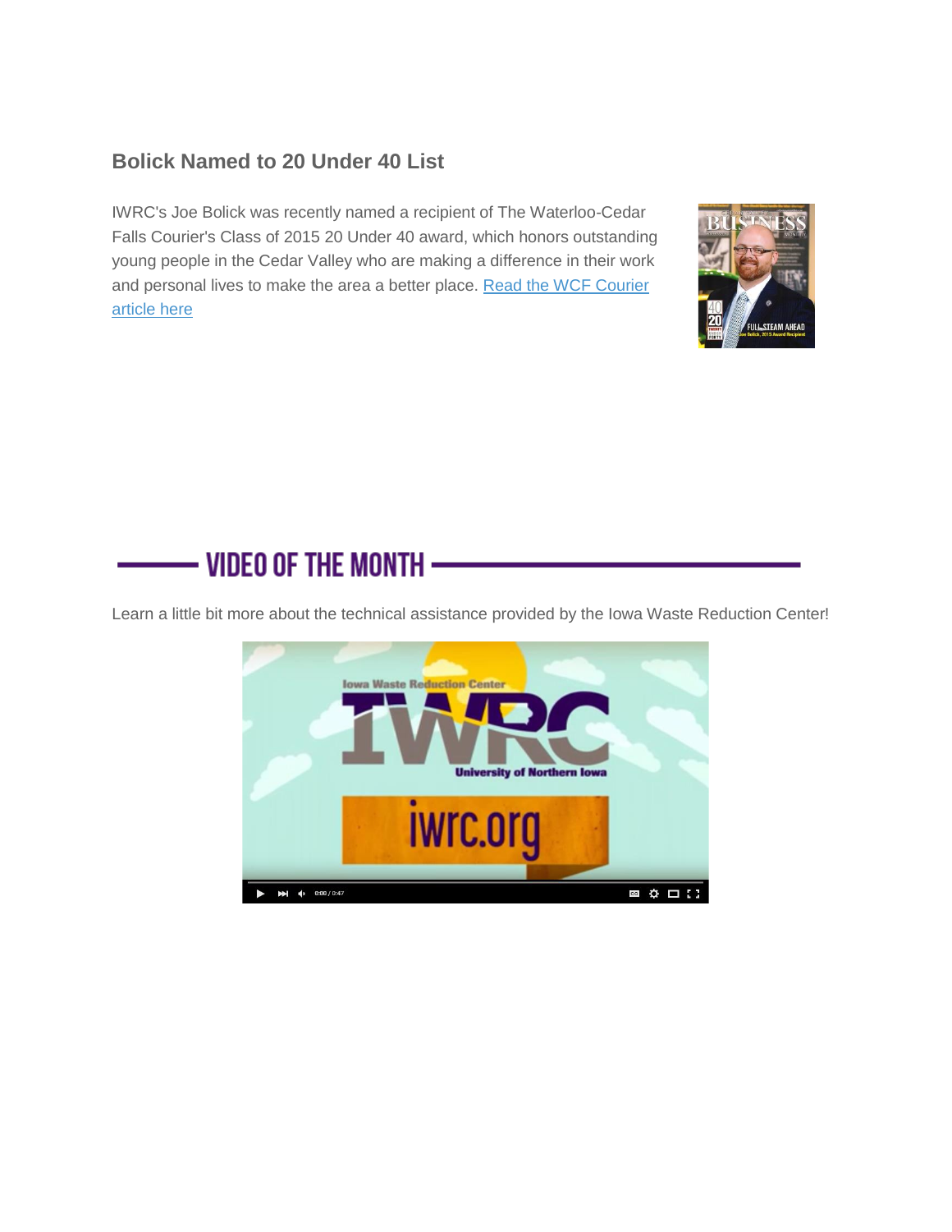## Bolick Named to 20 Under 40 List

IWRC's Joe Bolick was recently named a recipient of The Waterloo-Cedar Falls Courier's Class of 2015 20 Under 40 award, which honors outstanding young people in the Cedar Valley who are making a difference in their work and personal lives to make the area a better place. Read the WCF Courier article here

## VIDEO OF THE MONTH

Learn a little bit more about the technical assistance provided by the Iowa Waste Reduction Center!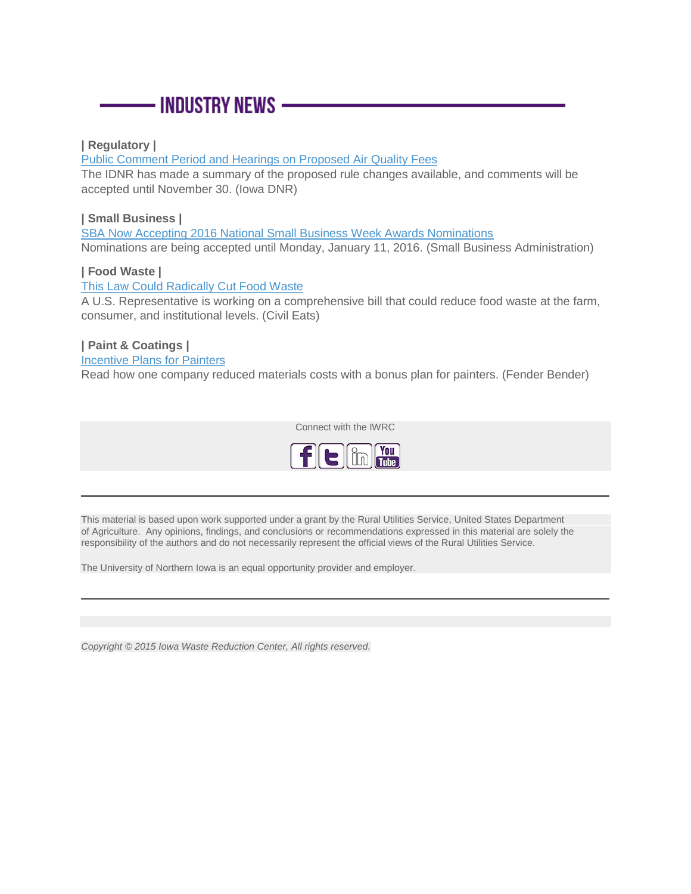## INDUSTRY NEWS

**| Regulatory |**

Public Comment Period and Hearings on Proposed Air Quality Fees

The IDNR has made a summary of the proposed rule changes available, and comments will be accepted until November 30. (Iowa DNR)

**| Small Business |**

SBA Now Accepting 2016 National Small Business Week Awards Nominations

Nominations are being accepted until Monday, January 11, 2016. (Small Business Administration)

**| Food Waste |**

This Law Could Radically Cut Food Waste

A U.S. Representative is working on a comprehensive bill that could reduce food waste at the farm, consumer, and institutional levels. (Civil Eats)

**| Paint & Coatings |**

Incentive Plans for Painters

Read how one company reduced materials costs with a bonus plan for painters. (Fender Bender)

Connect with the IWRC

---

This material is based upon work supported under a grant by the Rural Utilities Service, United States Department of Agriculture. Any opinions, findings, and conclusions or recommendations expressed in this material are solely the responsibility of the authors and do not necessarily represent the official views of the Rural Utilities Service.

The University of Northern Iowa is an equal opportunity provider and employer.

---

*Copyright © 2015 Iowa Waste Reduction Center, All rights reserved.*